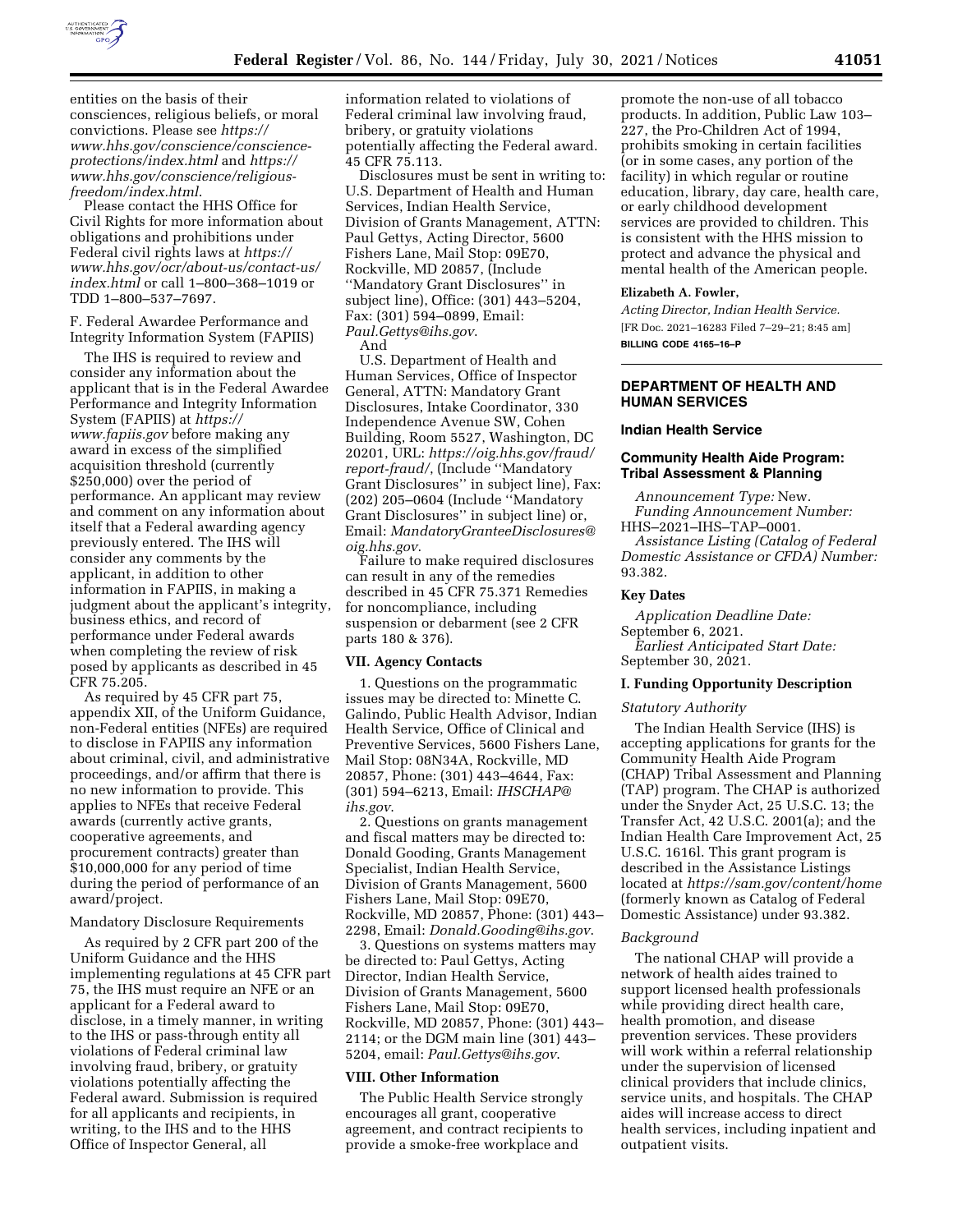entities on the basis of their consciences, religious beliefs, or moral convictions. Please see *https://www.hhs.gov/conscience/conscience-protections/index.html* and *https://www.hhs.gov/conscience/religious-freedom/index.html*.

Please contact the HHS Office for Civil Rights for more information about obligations and prohibitions under Federal civil rights laws at *https://www.hhs.gov/ocr/about-us/contact-us/index.html* or call 1–800–368–1019 or TDD 1–800–537–7697.

F. Federal Awardee Performance and Integrity Information System (FAPIIS)

The IHS is required to review and consider any information about the applicant that is in the Federal Awardee Performance and Integrity Information System (FAPIIS) at *https://www.fapiis.gov* before making any award in excess of the simplified acquisition threshold (currently $250,000) over the period of performance. An applicant may review and comment on any information about itself that a Federal awarding agency previously entered. The IHS will consider any comments by the applicant, in addition to other information in FAPIIS, in making a judgment about the applicant's integrity, business ethics, and record of performance under Federal awards when completing the review of risk posed by applicants as described in 45 CFR 75.205.

As required by 45 CFR part 75, appendix XII, of the Uniform Guidance, non-Federal entities (NFEs) are required to disclose in FAPIIS any information about criminal, civil, and administrative proceedings, and/or affirm that there is no new information to provide. This applies to NFEs that receive Federal awards (currently active grants, cooperative agreements, and procurement contracts) greater than $10,000,000 for any period of time during the period of performance of an award/project.

Mandatory Disclosure Requirements

As required by 2 CFR part 200 of the Uniform Guidance and the HHS implementing regulations at 45 CFR part 75, the IHS must require an NFE or an applicant for a Federal award to disclose, in a timely manner, in writing to the IHS or pass-through entity all violations of Federal criminal law involving fraud, bribery, or gratuity violations potentially affecting the Federal award. Submission is required for all applicants and recipients, in writing, to the IHS and to the HHS Office of Inspector General, all information related to violations of Federal criminal law involving fraud, bribery, or gratuity violations potentially affecting the Federal award. 45 CFR 75.113.

Disclosures must be sent in writing to: U.S. Department of Health and Human Services, Indian Health Service, Division of Grants Management, ATTN: Paul Gettys, Acting Director, 5600 Fishers Lane, Mail Stop: 09E70, Rockville, MD 20857, (Include ''Mandatory Grant Disclosures'' in subject line), Office: (301) 443–5204, Fax: (301) 594–0899, Email: *Paul.Gettys@ihs.gov*.

And

U.S. Department of Health and Human Services, Office of Inspector General, ATTN: Mandatory Grant Disclosures, Intake Coordinator, 330 Independence Avenue SW, Cohen Building, Room 5527, Washington, DC 20201, URL: *https://oig.hhs.gov/fraud/report-fraud/*, (Include ''Mandatory Grant Disclosures'' in subject line), Fax: (202) 205–0604 (Include ''Mandatory Grant Disclosures'' in subject line) or, Email: *MandatoryGranteeDisclosures@oig.hhs.gov*.

Failure to make required disclosures can result in any of the remedies described in 45 CFR 75.371 Remedies for noncompliance, including suspension or debarment (see 2 CFR parts 180 & 376).

## VII. Agency Contacts

1. Questions on the programmatic issues may be directed to: Minette C. Galindo, Public Health Advisor, Indian Health Service, Office of Clinical and Preventive Services, 5600 Fishers Lane, Mail Stop: 08N34A, Rockville, MD 20857, Phone: (301) 443–4644, Fax: (301) 594–6213, Email: *IHSCHAP@ihs.gov*.

2. Questions on grants management and fiscal matters may be directed to: Donald Gooding, Grants Management Specialist, Indian Health Service, Division of Grants Management, 5600 Fishers Lane, Mail Stop: 09E70, Rockville, MD 20857, Phone: (301) 443–2298, Email: *Donald.Gooding@ihs.gov*.

3. Questions on systems matters may be directed to: Paul Gettys, Acting Director, Indian Health Service, Division of Grants Management, 5600 Fishers Lane, Mail Stop: 09E70, Rockville, MD 20857, Phone: (301) 443–2114; or the DGM main line (301) 443–5204, email: *Paul.Gettys@ihs.gov*.

## VIII. Other Information

The Public Health Service strongly encourages all grant, cooperative agreement, and contract recipients to provide a smoke-free workplace and promote the non-use of all tobacco products. In addition, Public Law 103–227, the Pro-Children Act of 1994, prohibits smoking in certain facilities (or in some cases, any portion of the facility) in which regular or routine education, library, day care, health care, or early childhood development services are provided to children. This is consistent with the HHS mission to protect and advance the physical and mental health of the American people.

**Elizabeth A. Fowler,**

*Acting Director, Indian Health Service.*

[FR Doc. 2021–16283 Filed 7–29–21; 8:45 am]

**BILLING CODE 4165–16–P**

---

# DEPARTMENT OF HEALTH AND HUMAN SERVICES

## Indian Health Service

## Community Health Aide Program: Tribal Assessment & Planning

*Announcement Type:* New.

*Funding Announcement Number:* HHS–2021–IHS–TAP–0001.

*Assistance Listing (Catalog of Federal Domestic Assistance or CFDA) Number:* 93.382.

### Key Dates

*Application Deadline Date:* September 6, 2021.

*Earliest Anticipated Start Date:* September 30, 2021.

### I. Funding Opportunity Description

*Statutory Authority*

The Indian Health Service (IHS) is accepting applications for grants for the Community Health Aide Program (CHAP) Tribal Assessment and Planning (TAP) program. The CHAP is authorized under the Snyder Act, 25 U.S.C. 13; the Transfer Act, 42 U.S.C. 2001(a); and the Indian Health Care Improvement Act, 25 U.S.C. 1616l. This grant program is described in the Assistance Listings located at *https://sam.gov/content/home* (formerly known as Catalog of Federal Domestic Assistance) under 93.382.

*Background*

The national CHAP will provide a network of health aides trained to support licensed health professionals while providing direct health care, health promotion, and disease prevention services. These providers will work within a referral relationship under the supervision of licensed clinical providers that include clinics, service units, and hospitals. The CHAP aides will increase access to direct health services, including inpatient and outpatient visits.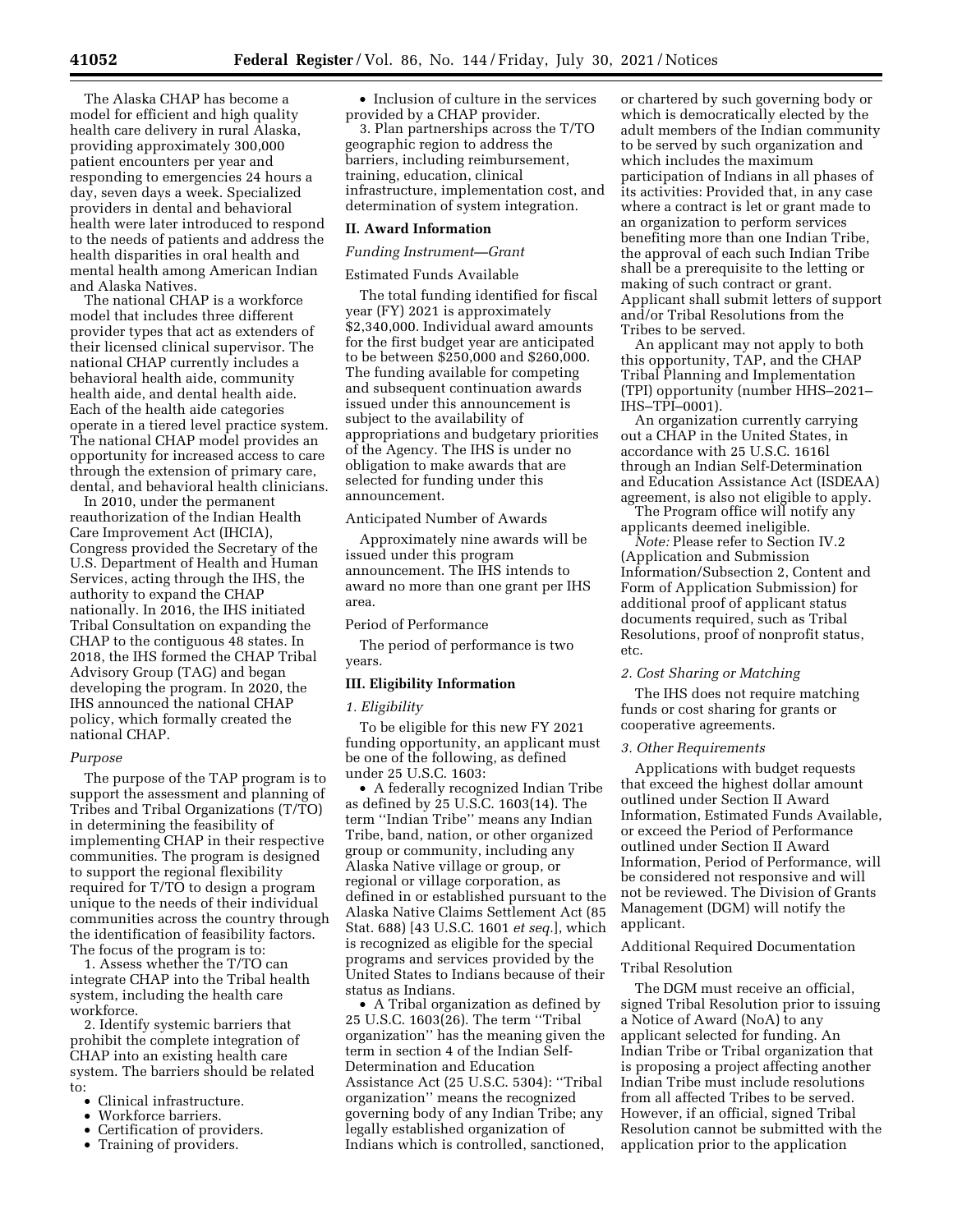The Alaska CHAP has become a model for efficient and high quality health care delivery in rural Alaska, providing approximately 300,000 patient encounters per year and responding to emergencies 24 hours a day, seven days a week. Specialized providers in dental and behavioral health were later introduced to respond to the needs of patients and address the health disparities in oral health and mental health among American Indian and Alaska Natives.

The national CHAP is a workforce model that includes three different provider types that act as extenders of their licensed clinical supervisor. The national CHAP currently includes a behavioral health aide, community health aide, and dental health aide. Each of the health aide categories operate in a tiered level practice system. The national CHAP model provides an opportunity for increased access to care through the extension of primary care, dental, and behavioral health clinicians.

In 2010, under the permanent reauthorization of the Indian Health Care Improvement Act (IHCIA), Congress provided the Secretary of the U.S. Department of Health and Human Services, acting through the IHS, the authority to expand the CHAP nationally. In 2016, the IHS initiated Tribal Consultation on expanding the CHAP to the contiguous 48 states. In 2018, the IHS formed the CHAP Tribal Advisory Group (TAG) and began developing the program. In 2020, the IHS announced the national CHAP policy, which formally created the national CHAP.

### *Purpose*

The purpose of the TAP program is to support the assessment and planning of Tribes and Tribal Organizations (T/TO) in determining the feasibility of implementing CHAP in their respective communities. The program is designed to support the regional flexibility required for T/TO to design a program unique to the needs of their individual communities across the country through the identification of feasibility factors. The focus of the program is to:

1. Assess whether the T/TO can integrate CHAP into the Tribal health system, including the health care workforce.
2. Identify systemic barriers that prohibit the complete integration of CHAP into an existing health care system. The barriers should be related to:
   - Clinical infrastructure.
   - Workforce barriers.
   - Certification of providers.
   - Training of providers.
   - Inclusion of culture in the services provided by a CHAP provider.
3. Plan partnerships across the T/TO geographic region to address the barriers, including reimbursement, training, education, clinical infrastructure, implementation cost, and determination of system integration.

## II. Award Information

*Funding Instrument—Grant*

Estimated Funds Available

The total funding identified for fiscal year (FY) 2021 is approximately $2,340,000. Individual award amounts for the first budget year are anticipated to be between $250,000 and $260,000. The funding available for competing and subsequent continuation awards issued under this announcement is subject to the availability of appropriations and budgetary priorities of the Agency. The IHS is under no obligation to make awards that are selected for funding under this announcement.

Anticipated Number of Awards

Approximately nine awards will be issued under this program announcement. The IHS intends to award no more than one grant per IHS area.

Period of Performance

The period of performance is two years.

## III. Eligibility Information

### *1. Eligibility*

To be eligible for this new FY 2021 funding opportunity, an applicant must be one of the following, as defined under 25 U.S.C. 1603:

- A federally recognized Indian Tribe as defined by 25 U.S.C. 1603(14). The term ''Indian Tribe'' means any Indian Tribe, band, nation, or other organized group or community, including any Alaska Native village or group, or regional or village corporation, as defined in or established pursuant to the Alaska Native Claims Settlement Act (85 Stat. 688) [43 U.S.C. 1601 *et seq.*], which is recognized as eligible for the special programs and services provided by the United States to Indians because of their status as Indians.
- A Tribal organization as defined by 25 U.S.C. 1603(26). The term ''Tribal organization'' has the meaning given the term in section 4 of the Indian Self-Determination and Education Assistance Act (25 U.S.C. 5304): ''Tribal organization'' means the recognized governing body of any Indian Tribe; any legally established organization of Indians which is controlled, sanctioned, or chartered by such governing body or which is democratically elected by the adult members of the Indian community to be served by such organization and which includes the maximum participation of Indians in all phases of its activities: Provided that, in any case where a contract is let or grant made to an organization to perform services benefiting more than one Indian Tribe, the approval of each such Indian Tribe shall be a prerequisite to the letting or making of such contract or grant. Applicant shall submit letters of support and/or Tribal Resolutions from the Tribes to be served.

An applicant may not apply to both this opportunity, TAP, and the CHAP Tribal Planning and Implementation (TPI) opportunity (number HHS–2021–IHS–TPI–0001).

An organization currently carrying out a CHAP in the United States, in accordance with 25 U.S.C. 1616l through an Indian Self-Determination and Education Assistance Act (ISDEAA) agreement, is also not eligible to apply.

The Program office will notify any applicants deemed ineligible.

*Note:* Please refer to Section IV.2 (Application and Submission Information/Subsection 2, Content and Form of Application Submission) for additional proof of applicant status documents required, such as Tribal Resolutions, proof of nonprofit status, etc.

### *2. Cost Sharing or Matching*

The IHS does not require matching funds or cost sharing for grants or cooperative agreements.

### *3. Other Requirements*

Applications with budget requests that exceed the highest dollar amount outlined under Section II Award Information, Estimated Funds Available, or exceed the Period of Performance outlined under Section II Award Information, Period of Performance, will be considered not responsive and will not be reviewed. The Division of Grants Management (DGM) will notify the applicant.

Additional Required Documentation

Tribal Resolution

The DGM must receive an official, signed Tribal Resolution prior to issuing a Notice of Award (NoA) to any applicant selected for funding. An Indian Tribe or Tribal organization that is proposing a project affecting another Indian Tribe must include resolutions from all affected Tribes to be served. However, if an official, signed Tribal Resolution cannot be submitted with the application prior to the application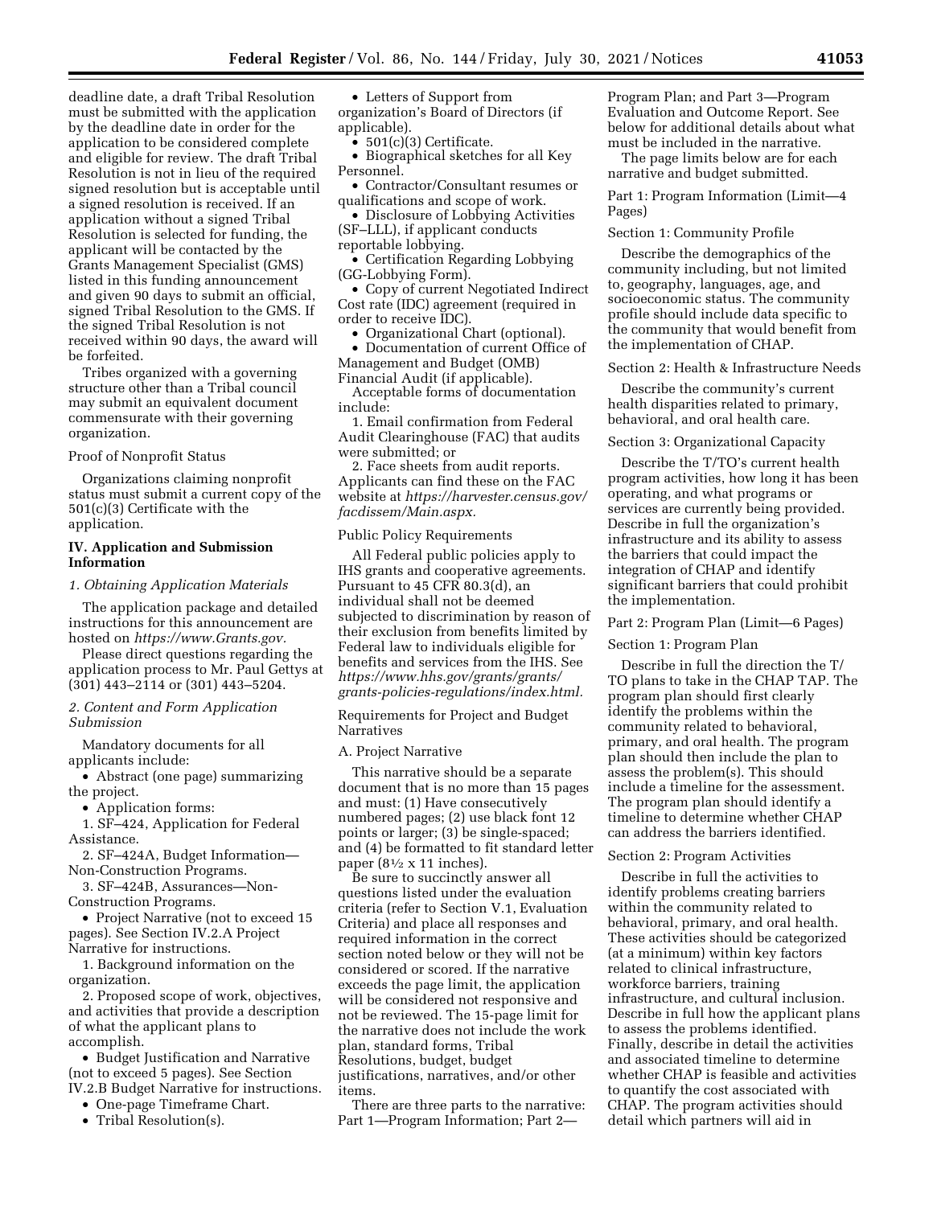deadline date, a draft Tribal Resolution must be submitted with the application by the deadline date in order for the application to be considered complete and eligible for review. The draft Tribal Resolution is not in lieu of the required signed resolution but is acceptable until a signed resolution is received. If an application without a signed Tribal Resolution is selected for funding, the applicant will be contacted by the Grants Management Specialist (GMS) listed in this funding announcement and given 90 days to submit an official, signed Tribal Resolution to the GMS. If the signed Tribal Resolution is not received within 90 days, the award will be forfeited.

Tribes organized with a governing structure other than a Tribal council may submit an equivalent document commensurate with their governing organization.

Proof of Nonprofit Status

Organizations claiming nonprofit status must submit a current copy of the 501(c)(3) Certificate with the application.

## IV. Application and Submission Information

### *1. Obtaining Application Materials*

The application package and detailed instructions for this announcement are hosted on *https://www.Grants.gov.*

Please direct questions regarding the application process to Mr. Paul Gettys at (301) 443–2114 or (301) 443–5204.

### *2. Content and Form Application Submission*

Mandatory documents for all applicants include:

- Abstract (one page) summarizing the project.
- Application forms:

1. SF–424, Application for Federal Assistance.
2. SF–424A, Budget Information—Non-Construction Programs.
3. SF–424B, Assurances—Non-Construction Programs.

- Project Narrative (not to exceed 15 pages). See Section IV.2.A Project Narrative for instructions.

1. Background information on the organization.
2. Proposed scope of work, objectives, and activities that provide a description of what the applicant plans to accomplish.

- Budget Justification and Narrative (not to exceed 5 pages). See Section IV.2.B Budget Narrative for instructions.
- One-page Timeframe Chart.
- Tribal Resolution(s).
- Letters of Support from organization's Board of Directors (if applicable).
- 501(c)(3) Certificate.
- Biographical sketches for all Key Personnel.
- Contractor/Consultant resumes or qualifications and scope of work.
- Disclosure of Lobbying Activities (SF–LLL), if applicant conducts reportable lobbying.
- Certification Regarding Lobbying (GG-Lobbying Form).
- Copy of current Negotiated Indirect Cost rate (IDC) agreement (required in order to receive IDC).
- Organizational Chart (optional).
- Documentation of current Office of Management and Budget (OMB) Financial Audit (if applicable).

Acceptable forms of documentation include:

1. Email confirmation from Federal Audit Clearinghouse (FAC) that audits were submitted; or
2. Face sheets from audit reports. Applicants can find these on the FAC website at *https://harvester.census.gov/facdissem/Main.aspx.*

Public Policy Requirements

All Federal public policies apply to IHS grants and cooperative agreements. Pursuant to 45 CFR 80.3(d), an individual shall not be deemed subjected to discrimination by reason of their exclusion from benefits limited by Federal law to individuals eligible for benefits and services from the IHS. See *https://www.hhs.gov/grants/grants/grants-policies-regulations/index.html.*

Requirements for Project and Budget Narratives

A. Project Narrative

This narrative should be a separate document that is no more than 15 pages and must: (1) Have consecutively numbered pages; (2) use black font 12 points or larger; (3) be single-spaced; and (4) be formatted to fit standard letter paper (8½ x 11 inches).

Be sure to succinctly answer all questions listed under the evaluation criteria (refer to Section V.1, Evaluation Criteria) and place all responses and required information in the correct section noted below or they will not be considered or scored. If the narrative exceeds the page limit, the application will be considered not responsive and not be reviewed. The 15-page limit for the narrative does not include the work plan, standard forms, Tribal Resolutions, budget, budget justifications, narratives, and/or other items.

There are three parts to the narrative: Part 1—Program Information; Part 2—Program Plan; and Part 3—Program Evaluation and Outcome Report. See below for additional details about what must be included in the narrative.

The page limits below are for each narrative and budget submitted.

Part 1: Program Information (Limit—4 Pages)

Section 1: Community Profile

Describe the demographics of the community including, but not limited to, geography, languages, age, and socioeconomic status. The community profile should include data specific to the community that would benefit from the implementation of CHAP.

Section 2: Health & Infrastructure Needs

Describe the community's current health disparities related to primary, behavioral, and oral health care.

Section 3: Organizational Capacity

Describe the T/TO's current health program activities, how long it has been operating, and what programs or services are currently being provided. Describe in full the organization's infrastructure and its ability to assess the barriers that could impact the integration of CHAP and identify significant barriers that could prohibit the implementation.

Part 2: Program Plan (Limit—6 Pages)

Section 1: Program Plan

Describe in full the direction the T/TO plans to take in the CHAP TAP. The program plan should first clearly identify the problems within the community related to behavioral, primary, and oral health. The program plan should then include the plan to assess the problem(s). This should include a timeline for the assessment. The program plan should identify a timeline to determine whether CHAP can address the barriers identified.

Section 2: Program Activities

Describe in full the activities to identify problems creating barriers within the community related to behavioral, primary, and oral health. These activities should be categorized (at a minimum) within key factors related to clinical infrastructure, workforce barriers, training infrastructure, and cultural inclusion. Describe in full how the applicant plans to assess the problems identified. Finally, describe in detail the activities and associated timeline to determine whether CHAP is feasible and activities to quantify the cost associated with CHAP. The program activities should detail which partners will aid in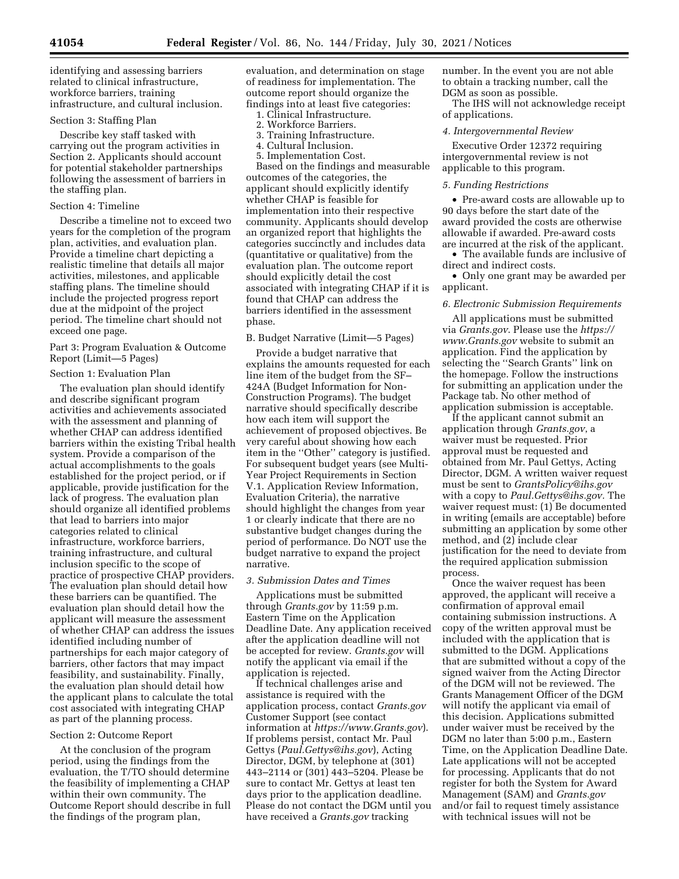identifying and assessing barriers related to clinical infrastructure, workforce barriers, training infrastructure, and cultural inclusion.

Section 3: Staffing Plan

Describe key staff tasked with carrying out the program activities in Section 2. Applicants should account for potential stakeholder partnerships following the assessment of barriers in the staffing plan.

Section 4: Timeline

Describe a timeline not to exceed two years for the completion of the program plan, activities, and evaluation plan. Provide a timeline chart depicting a realistic timeline that details all major activities, milestones, and applicable staffing plans. The timeline should include the projected progress report due at the midpoint of the project period. The timeline chart should not exceed one page.

Part 3: Program Evaluation & Outcome Report (Limit—5 Pages)

Section 1: Evaluation Plan

The evaluation plan should identify and describe significant program activities and achievements associated with the assessment and planning of whether CHAP can address identified barriers within the existing Tribal health system. Provide a comparison of the actual accomplishments to the goals established for the project period, or if applicable, provide justification for the lack of progress. The evaluation plan should organize all identified problems that lead to barriers into major categories related to clinical infrastructure, workforce barriers, training infrastructure, and cultural inclusion specific to the scope of practice of prospective CHAP providers. The evaluation plan should detail how these barriers can be quantified. The evaluation plan should detail how the applicant will measure the assessment of whether CHAP can address the issues identified including number of partnerships for each major category of barriers, other factors that may impact feasibility, and sustainability. Finally, the evaluation plan should detail how the applicant plans to calculate the total cost associated with integrating CHAP as part of the planning process.

Section 2: Outcome Report

At the conclusion of the program period, using the findings from the evaluation, the T/TO should determine the feasibility of implementing a CHAP within their own community. The Outcome Report should describe in full the findings of the program plan, evaluation, and determination on stage of readiness for implementation. The outcome report should organize the findings into at least five categories:

1. Clinical Infrastructure.
2. Workforce Barriers.
3. Training Infrastructure.
4. Cultural Inclusion.
5. Implementation Cost.

Based on the findings and measurable outcomes of the categories, the applicant should explicitly identify whether CHAP is feasible for implementation into their respective community. Applicants should develop an organized report that highlights the categories succinctly and includes data (quantitative or qualitative) from the evaluation plan. The outcome report should explicitly detail the cost associated with integrating CHAP if it is found that CHAP can address the barriers identified in the assessment phase.

B. Budget Narrative (Limit—5 Pages)

Provide a budget narrative that explains the amounts requested for each line item of the budget from the SF–424A (Budget Information for Non-Construction Programs). The budget narrative should specifically describe how each item will support the achievement of proposed objectives. Be very careful about showing how each item in the ''Other'' category is justified. For subsequent budget years (see Multi-Year Project Requirements in Section V.1. Application Review Information, Evaluation Criteria), the narrative should highlight the changes from year 1 or clearly indicate that there are no substantive budget changes during the period of performance. Do NOT use the budget narrative to expand the project narrative.

*3. Submission Dates and Times*

Applications must be submitted through *Grants.gov* by 11:59 p.m. Eastern Time on the Application Deadline Date. Any application received after the application deadline will not be accepted for review. *Grants.gov* will notify the applicant via email if the application is rejected.

If technical challenges arise and assistance is required with the application process, contact *Grants.gov* Customer Support (see contact information at *https://www.Grants.gov*). If problems persist, contact Mr. Paul Gettys (*Paul.Gettys@ihs.gov*), Acting Director, DGM, by telephone at (301) 443–2114 or (301) 443–5204. Please be sure to contact Mr. Gettys at least ten days prior to the application deadline. Please do not contact the DGM until you have received a *Grants.gov* tracking number. In the event you are not able to obtain a tracking number, call the DGM as soon as possible.

The IHS will not acknowledge receipt of applications.

*4. Intergovernmental Review*

Executive Order 12372 requiring intergovernmental review is not applicable to this program.

*5. Funding Restrictions*

- Pre-award costs are allowable up to 90 days before the start date of the award provided the costs are otherwise allowable if awarded. Pre-award costs are incurred at the risk of the applicant.
- The available funds are inclusive of direct and indirect costs.
- Only one grant may be awarded per applicant.

*6. Electronic Submission Requirements*

All applications must be submitted via *Grants.gov*. Please use the *https://www.Grants.gov* website to submit an application. Find the application by selecting the ''Search Grants'' link on the homepage. Follow the instructions for submitting an application under the Package tab. No other method of application submission is acceptable.

If the applicant cannot submit an application through *Grants.gov*, a waiver must be requested. Prior approval must be requested and obtained from Mr. Paul Gettys, Acting Director, DGM. A written waiver request must be sent to *GrantsPolicy@ihs.gov* with a copy to *Paul.Gettys@ihs.gov*. The waiver request must: (1) Be documented in writing (emails are acceptable) before submitting an application by some other method, and (2) include clear justification for the need to deviate from the required application submission process.

Once the waiver request has been approved, the applicant will receive a confirmation of approval email containing submission instructions. A copy of the written approval must be included with the application that is submitted to the DGM. Applications that are submitted without a copy of the signed waiver from the Acting Director of the DGM will not be reviewed. The Grants Management Officer of the DGM will notify the applicant via email of this decision. Applications submitted under waiver must be received by the DGM no later than 5:00 p.m., Eastern Time, on the Application Deadline Date. Late applications will not be accepted for processing. Applicants that do not register for both the System for Award Management (SAM) and *Grants.gov* and/or fail to request timely assistance with technical issues will not be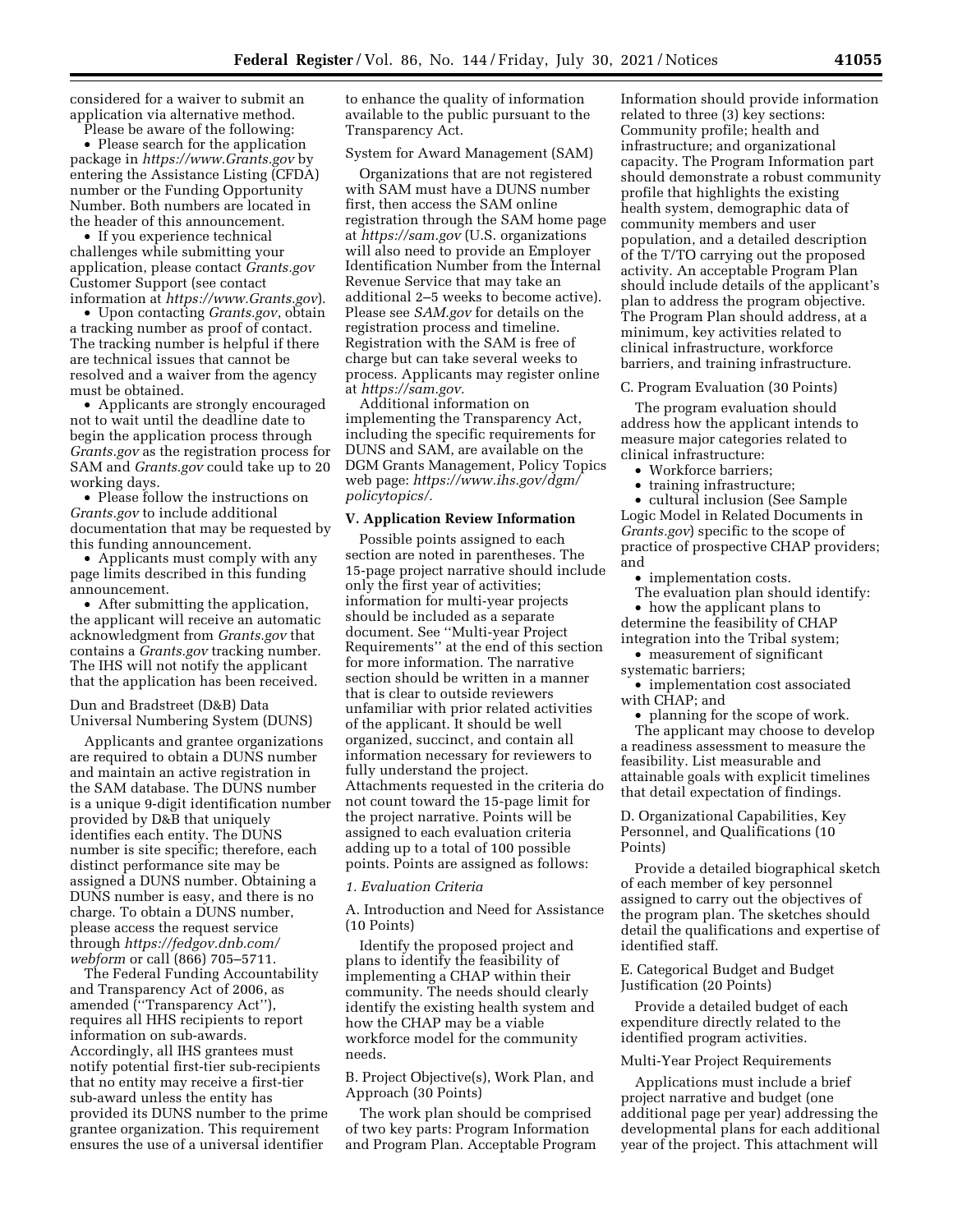considered for a waiver to submit an application via alternative method.

Please be aware of the following:

- Please search for the application package in *https://www.Grants.gov* by entering the Assistance Listing (CFDA) number or the Funding Opportunity Number. Both numbers are located in the header of this announcement.
- If you experience technical challenges while submitting your application, please contact *Grants.gov* Customer Support (see contact information at *https://www.Grants.gov*).
- Upon contacting *Grants.gov*, obtain a tracking number as proof of contact. The tracking number is helpful if there are technical issues that cannot be resolved and a waiver from the agency must be obtained.
- Applicants are strongly encouraged not to wait until the deadline date to begin the application process through *Grants.gov* as the registration process for SAM and *Grants.gov* could take up to 20 working days.
- Please follow the instructions on *Grants.gov* to include additional documentation that may be requested by this funding announcement.
- Applicants must comply with any page limits described in this funding announcement.
- After submitting the application, the applicant will receive an automatic acknowledgment from *Grants.gov* that contains a *Grants.gov* tracking number. The IHS will not notify the applicant that the application has been received.

Dun and Bradstreet (D&B) Data Universal Numbering System (DUNS)

Applicants and grantee organizations are required to obtain a DUNS number and maintain an active registration in the SAM database. The DUNS number is a unique 9-digit identification number provided by D&B that uniquely identifies each entity. The DUNS number is site specific; therefore, each distinct performance site may be assigned a DUNS number. Obtaining a DUNS number is easy, and there is no charge. To obtain a DUNS number, please access the request service through *https://fedgov.dnb.com/webform* or call (866) 705–5711.

The Federal Funding Accountability and Transparency Act of 2006, as amended (''Transparency Act''), requires all HHS recipients to report information on sub-awards. Accordingly, all IHS grantees must notify potential first-tier sub-recipients that no entity may receive a first-tier sub-award unless the entity has provided its DUNS number to the prime grantee organization. This requirement ensures the use of a universal identifier to enhance the quality of information available to the public pursuant to the Transparency Act.

System for Award Management (SAM)

Organizations that are not registered with SAM must have a DUNS number first, then access the SAM online registration through the SAM home page at *https://sam.gov* (U.S. organizations will also need to provide an Employer Identification Number from the Internal Revenue Service that may take an additional 2–5 weeks to become active). Please see *SAM.gov* for details on the registration process and timeline. Registration with the SAM is free of charge but can take several weeks to process. Applicants may register online at *https://sam.gov.*

Additional information on implementing the Transparency Act, including the specific requirements for DUNS and SAM, are available on the DGM Grants Management, Policy Topics web page: *https://www.ihs.gov/dgm/policytopics/.*

## V. Application Review Information

Possible points assigned to each section are noted in parentheses. The 15-page project narrative should include only the first year of activities; information for multi-year projects should be included as a separate document. See ''Multi-year Project Requirements'' at the end of this section for more information. The narrative section should be written in a manner that is clear to outside reviewers unfamiliar with prior related activities of the applicant. It should be well organized, succinct, and contain all information necessary for reviewers to fully understand the project. Attachments requested in the criteria do not count toward the 15-page limit for the project narrative. Points will be assigned to each evaluation criteria adding up to a total of 100 possible points. Points are assigned as follows:

*1. Evaluation Criteria*

A. Introduction and Need for Assistance (10 Points)

Identify the proposed project and plans to identify the feasibility of implementing a CHAP within their community. The needs should clearly identify the existing health system and how the CHAP may be a viable workforce model for the community needs.

B. Project Objective(s), Work Plan, and Approach (30 Points)

The work plan should be comprised of two key parts: Program Information and Program Plan. Acceptable Program Information should provide information related to three (3) key sections: Community profile; health and infrastructure; and organizational capacity. The Program Information part should demonstrate a robust community profile that highlights the existing health system, demographic data of community members and user population, and a detailed description of the T/TO carrying out the proposed activity. An acceptable Program Plan should include details of the applicant's plan to address the program objective. The Program Plan should address, at a minimum, key activities related to clinical infrastructure, workforce barriers, and training infrastructure.

C. Program Evaluation (30 Points)

The program evaluation should address how the applicant intends to measure major categories related to clinical infrastructure:

- Workforce barriers;
- training infrastructure;
- cultural inclusion (See Sample Logic Model in Related Documents in *Grants.gov*) specific to the scope of practice of prospective CHAP providers; and
- implementation costs.

The evaluation plan should identify:

- how the applicant plans to determine the feasibility of CHAP integration into the Tribal system;
- measurement of significant systematic barriers;
- implementation cost associated with CHAP; and
- planning for the scope of work.

The applicant may choose to develop a readiness assessment to measure the feasibility. List measurable and attainable goals with explicit timelines that detail expectation of findings.

D. Organizational Capabilities, Key Personnel, and Qualifications (10 Points)

Provide a detailed biographical sketch of each member of key personnel assigned to carry out the objectives of the program plan. The sketches should detail the qualifications and expertise of identified staff.

E. Categorical Budget and Budget Justification (20 Points)

Provide a detailed budget of each expenditure directly related to the identified program activities.

Multi-Year Project Requirements

Applications must include a brief project narrative and budget (one additional page per year) addressing the developmental plans for each additional year of the project. This attachment will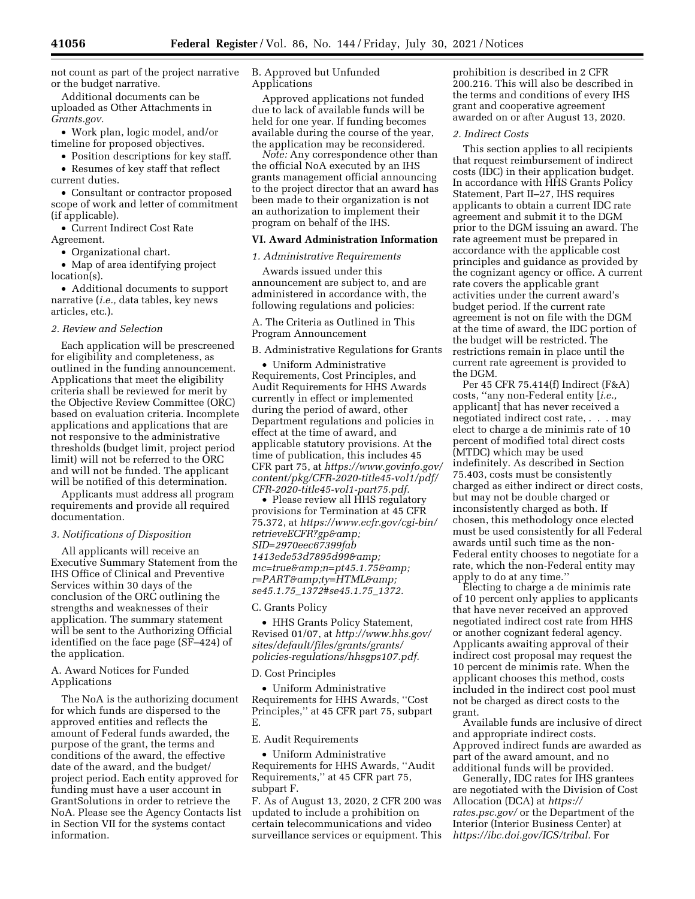not count as part of the project narrative or the budget narrative.

Additional documents can be uploaded as Other Attachments in *Grants.gov.*

- Work plan, logic model, and/or timeline for proposed objectives.
- Position descriptions for key staff.
- Resumes of key staff that reflect current duties.
- Consultant or contractor proposed scope of work and letter of commitment (if applicable).
- Current Indirect Cost Rate Agreement.
- Organizational chart.
- Map of area identifying project location(s).
- Additional documents to support narrative (*i.e.,* data tables, key news articles, etc.).

*2. Review and Selection*

Each application will be prescreened for eligibility and completeness, as outlined in the funding announcement. Applications that meet the eligibility criteria shall be reviewed for merit by the Objective Review Committee (ORC) based on evaluation criteria. Incomplete applications and applications that are not responsive to the administrative thresholds (budget limit, project period limit) will not be referred to the ORC and will not be funded. The applicant will be notified of this determination.

Applicants must address all program requirements and provide all required documentation.

*3. Notifications of Disposition*

All applicants will receive an Executive Summary Statement from the IHS Office of Clinical and Preventive Services within 30 days of the conclusion of the ORC outlining the strengths and weaknesses of their application. The summary statement will be sent to the Authorizing Official identified on the face page (SF–424) of the application.

A. Award Notices for Funded Applications

The NoA is the authorizing document for which funds are dispersed to the approved entities and reflects the amount of Federal funds awarded, the purpose of the grant, the terms and conditions of the award, the effective date of the award, and the budget/project period. Each entity approved for funding must have a user account in GrantSolutions in order to retrieve the NoA. Please see the Agency Contacts list in Section VII for the systems contact information.

B. Approved but Unfunded Applications

Approved applications not funded due to lack of available funds will be held for one year. If funding becomes available during the course of the year, the application may be reconsidered.

*Note:* Any correspondence other than the official NoA executed by an IHS grants management official announcing to the project director that an award has been made to their organization is not an authorization to implement their program on behalf of the IHS.

## VI. Award Administration Information

*1. Administrative Requirements*

Awards issued under this announcement are subject to, and are administered in accordance with, the following regulations and policies:

A. The Criteria as Outlined in This Program Announcement

B. Administrative Regulations for Grants

- Uniform Administrative Requirements, Cost Principles, and Audit Requirements for HHS Awards currently in effect or implemented during the period of award, other Department regulations and policies in effect at the time of award, and applicable statutory provisions. At the time of publication, this includes 45 CFR part 75, at *https://www.govinfo.gov/content/pkg/CFR-2020-title45-vol1/pdf/CFR-2020-title45-vol1-part75.pdf.*
- Please review all HHS regulatory provisions for Termination at 45 CFR 75.372, at *https://www.ecfr.gov/cgi-bin/retrieveECFR?gp&amp;SID=2970eec67399fab1413ede53d7895d99&amp;mc=true&amp;n=pt45.1.75&amp;r=PART&amp;ty=HTML&amp;se45.1.75_1372#se45.1.75_1372.*

C. Grants Policy

- HHS Grants Policy Statement, Revised 01/07, at *http://www.hhs.gov/sites/default/files/grants/grants/policies-regulations/hhsgps107.pdf.*

D. Cost Principles

- Uniform Administrative Requirements for HHS Awards, "Cost Principles," at 45 CFR part 75, subpart E.

E. Audit Requirements

- Uniform Administrative Requirements for HHS Awards, "Audit Requirements," at 45 CFR part 75, subpart F.

F. As of August 13, 2020, 2 CFR 200 was updated to include a prohibition on certain telecommunications and video surveillance services or equipment. This prohibition is described in 2 CFR 200.216. This will also be described in the terms and conditions of every IHS grant and cooperative agreement awarded on or after August 13, 2020.

*2. Indirect Costs*

This section applies to all recipients that request reimbursement of indirect costs (IDC) in their application budget. In accordance with HHS Grants Policy Statement, Part II–27, IHS requires applicants to obtain a current IDC rate agreement and submit it to the DGM prior to the DGM issuing an award. The rate agreement must be prepared in accordance with the applicable cost principles and guidance as provided by the cognizant agency or office. A current rate covers the applicable grant activities under the current award's budget period. If the current rate agreement is not on file with the DGM at the time of award, the IDC portion of the budget will be restricted. The restrictions remain in place until the current rate agreement is provided to the DGM.

Per 45 CFR 75.414(f) Indirect (F&A) costs, "any non-Federal entity [*i.e.,* applicant] that has never received a negotiated indirect cost rate, . . . may elect to charge a de minimis rate of 10 percent of modified total direct costs (MTDC) which may be used indefinitely. As described in Section 75.403, costs must be consistently charged as either indirect or direct costs, but may not be double charged or inconsistently charged as both. If chosen, this methodology once elected must be used consistently for all Federal awards until such time as the non-Federal entity chooses to negotiate for a rate, which the non-Federal entity may apply to do at any time."

Electing to charge a de minimis rate of 10 percent only applies to applicants that have never received an approved negotiated indirect cost rate from HHS or another cognizant federal agency. Applicants awaiting approval of their indirect cost proposal may request the 10 percent de minimis rate. When the applicant chooses this method, costs included in the indirect cost pool must not be charged as direct costs to the grant.

Available funds are inclusive of direct and appropriate indirect costs. Approved indirect funds are awarded as part of the award amount, and no additional funds will be provided.

Generally, IDC rates for IHS grantees are negotiated with the Division of Cost Allocation (DCA) at *https://rates.psc.gov/* or the Department of the Interior (Interior Business Center) at *https://ibc.doi.gov/ICS/tribal.* For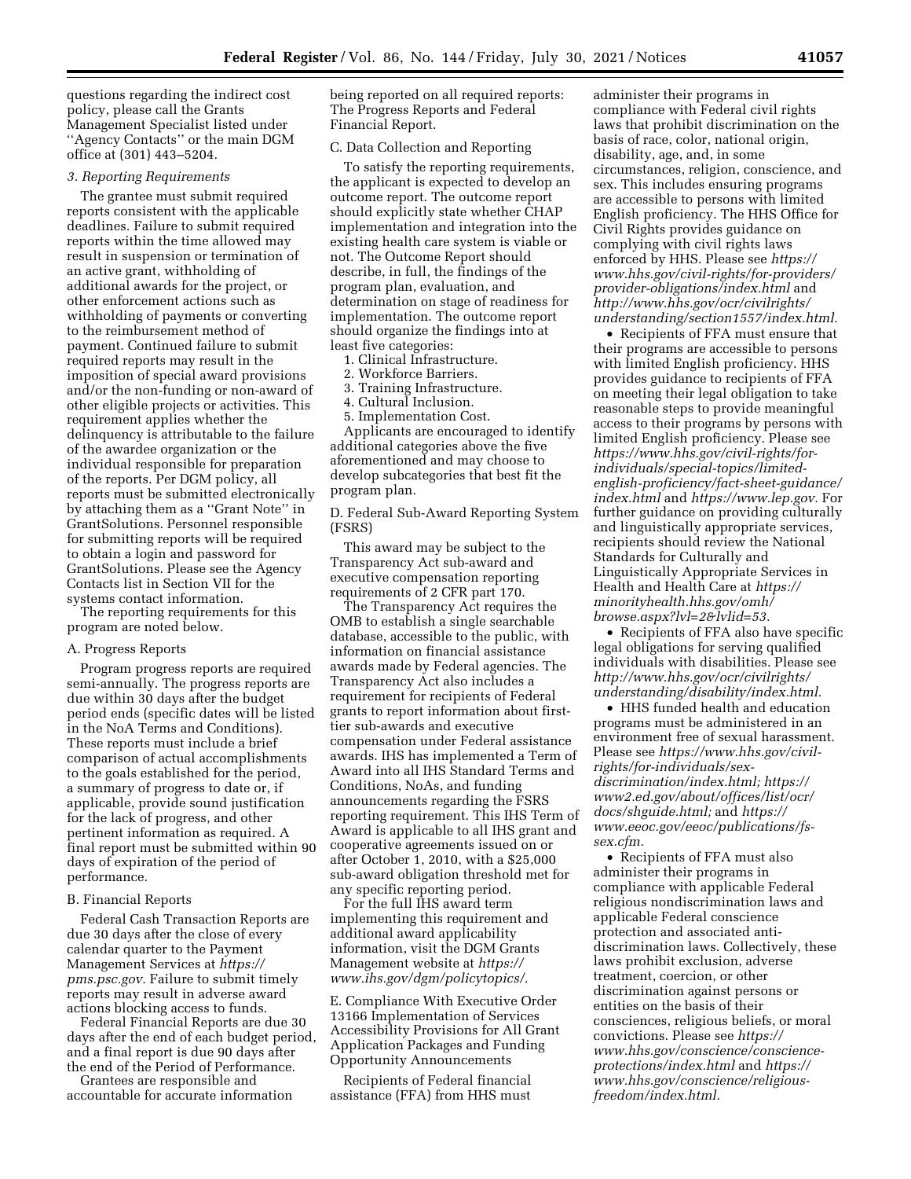questions regarding the indirect cost policy, please call the Grants Management Specialist listed under ''Agency Contacts'' or the main DGM office at (301) 443–5204.

*3. Reporting Requirements*

The grantee must submit required reports consistent with the applicable deadlines. Failure to submit required reports within the time allowed may result in suspension or termination of an active grant, withholding of additional awards for the project, or other enforcement actions such as withholding of payments or converting to the reimbursement method of payment. Continued failure to submit required reports may result in the imposition of special award provisions and/or the non-funding or non-award of other eligible projects or activities. This requirement applies whether the delinquency is attributable to the failure of the awardee organization or the individual responsible for preparation of the reports. Per DGM policy, all reports must be submitted electronically by attaching them as a ''Grant Note'' in GrantSolutions. Personnel responsible for submitting reports will be required to obtain a login and password for GrantSolutions. Please see the Agency Contacts list in Section VII for the systems contact information.

The reporting requirements for this program are noted below.

A. Progress Reports

Program progress reports are required semi-annually. The progress reports are due within 30 days after the budget period ends (specific dates will be listed in the NoA Terms and Conditions). These reports must include a brief comparison of actual accomplishments to the goals established for the period, a summary of progress to date or, if applicable, provide sound justification for the lack of progress, and other pertinent information as required. A final report must be submitted within 90 days of expiration of the period of performance.

B. Financial Reports

Federal Cash Transaction Reports are due 30 days after the close of every calendar quarter to the Payment Management Services at *https://pms.psc.gov.* Failure to submit timely reports may result in adverse award actions blocking access to funds.

Federal Financial Reports are due 30 days after the end of each budget period, and a final report is due 90 days after the end of the Period of Performance.

Grantees are responsible and accountable for accurate information being reported on all required reports: The Progress Reports and Federal Financial Report.

C. Data Collection and Reporting

To satisfy the reporting requirements, the applicant is expected to develop an outcome report. The outcome report should explicitly state whether CHAP implementation and integration into the existing health care system is viable or not. The Outcome Report should describe, in full, the findings of the program plan, evaluation, and determination on stage of readiness for implementation. The outcome report should organize the findings into at least five categories:

1. Clinical Infrastructure.
2. Workforce Barriers.
3. Training Infrastructure.
4. Cultural Inclusion.
5. Implementation Cost.

Applicants are encouraged to identify additional categories above the five aforementioned and may choose to develop subcategories that best fit the program plan.

D. Federal Sub-Award Reporting System (FSRS)

This award may be subject to the Transparency Act sub-award and executive compensation reporting requirements of 2 CFR part 170.

The Transparency Act requires the OMB to establish a single searchable database, accessible to the public, with information on financial assistance awards made by Federal agencies. The Transparency Act also includes a requirement for recipients of Federal grants to report information about first-tier sub-awards and executive compensation under Federal assistance awards. IHS has implemented a Term of Award into all IHS Standard Terms and Conditions, NoAs, and funding announcements regarding the FSRS reporting requirement. This IHS Term of Award is applicable to all IHS grant and cooperative agreements issued on or after October 1, 2010, with a $25,000 sub-award obligation threshold met for any specific reporting period.

For the full IHS award term implementing this requirement and additional award applicability information, visit the DGM Grants Management website at *https://www.ihs.gov/dgm/policytopics/.*

E. Compliance With Executive Order 13166 Implementation of Services Accessibility Provisions for All Grant Application Packages and Funding Opportunity Announcements

Recipients of Federal financial assistance (FFA) from HHS must administer their programs in compliance with Federal civil rights laws that prohibit discrimination on the basis of race, color, national origin, disability, age, and, in some circumstances, religion, conscience, and sex. This includes ensuring programs are accessible to persons with limited English proficiency. The HHS Office for Civil Rights provides guidance on complying with civil rights laws enforced by HHS. Please see *https://www.hhs.gov/civil-rights/for-providers/provider-obligations/index.html* and *http://www.hhs.gov/ocr/civilrights/understanding/section1557/index.html.*

- Recipients of FFA must ensure that their programs are accessible to persons with limited English proficiency. HHS provides guidance to recipients of FFA on meeting their legal obligation to take reasonable steps to provide meaningful access to their programs by persons with limited English proficiency. Please see *https://www.hhs.gov/civil-rights/for-individuals/special-topics/limited-english-proficiency/fact-sheet-guidance/index.html* and *https://www.lep.gov.* For further guidance on providing culturally and linguistically appropriate services, recipients should review the National Standards for Culturally and Linguistically Appropriate Services in Health and Health Care at *https://minorityhealth.hhs.gov/omh/browse.aspx?lvl=2&lvlid=53.*
- Recipients of FFA also have specific legal obligations for serving qualified individuals with disabilities. Please see *http://www.hhs.gov/ocr/civilrights/understanding/disability/index.html.*
- HHS funded health and education programs must be administered in an environment free of sexual harassment. Please see *https://www.hhs.gov/civil-rights/for-individuals/sex-discrimination/index.html; https://www2.ed.gov/about/offices/list/ocr/docs/shguide.html;* and *https://www.eeoc.gov/eeoc/publications/fs-sex.cfm.*
- Recipients of FFA must also administer their programs in compliance with applicable Federal religious nondiscrimination laws and applicable Federal conscience protection and associated anti-discrimination laws. Collectively, these laws prohibit exclusion, adverse treatment, coercion, or other discrimination against persons or entities on the basis of their consciences, religious beliefs, or moral convictions. Please see *https://www.hhs.gov/conscience/conscience-protections/index.html* and *https://www.hhs.gov/conscience/religious-freedom/index.html.*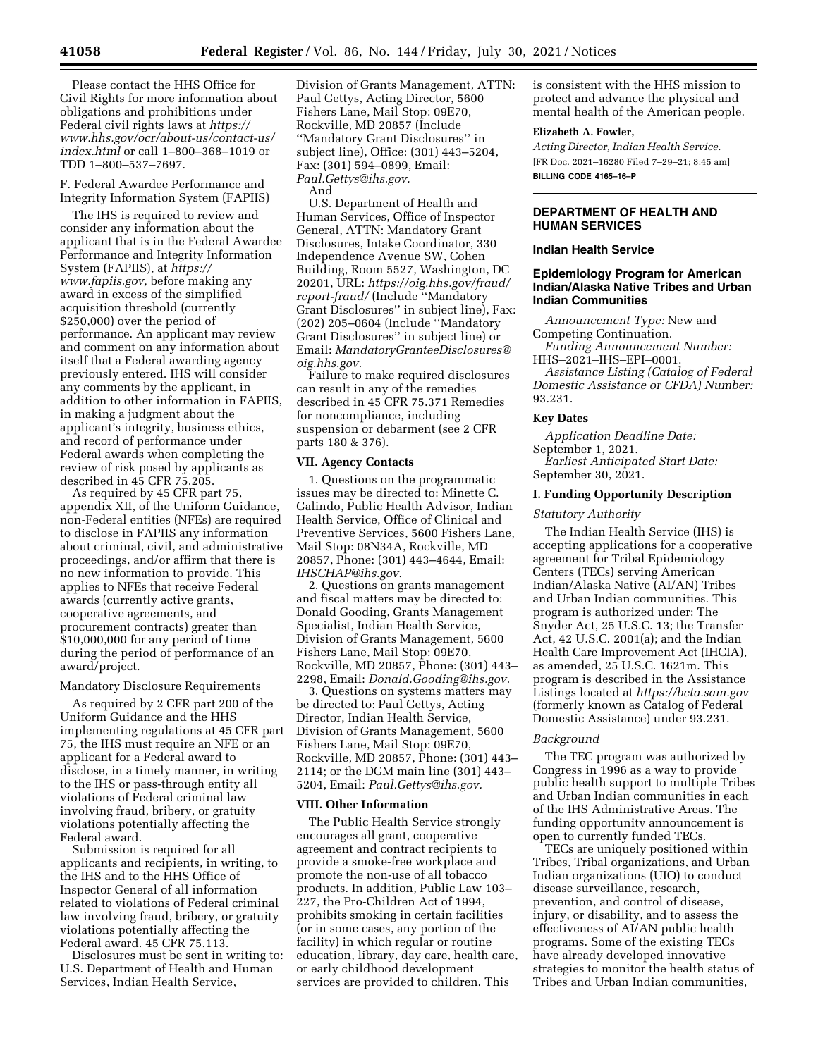Please contact the HHS Office for Civil Rights for more information about obligations and prohibitions under Federal civil rights laws at *https://www.hhs.gov/ocr/about-us/contact-us/index.html* or call 1–800–368–1019 or TDD 1–800–537–7697.

F. Federal Awardee Performance and Integrity Information System (FAPIIS)

The IHS is required to review and consider any information about the applicant that is in the Federal Awardee Performance and Integrity Information System (FAPIIS), at *https://www.fapiis.gov,* before making any award in excess of the simplified acquisition threshold (currently $250,000) over the period of performance. An applicant may review and comment on any information about itself that a Federal awarding agency previously entered. IHS will consider any comments by the applicant, in addition to other information in FAPIIS, in making a judgment about the applicant's integrity, business ethics, and record of performance under Federal awards when completing the review of risk posed by applicants as described in 45 CFR 75.205.

As required by 45 CFR part 75, appendix XII, of the Uniform Guidance, non-Federal entities (NFEs) are required to disclose in FAPIIS any information about criminal, civil, and administrative proceedings, and/or affirm that there is no new information to provide. This applies to NFEs that receive Federal awards (currently active grants, cooperative agreements, and procurement contracts) greater than $10,000,000 for any period of time during the period of performance of an award/project.

Mandatory Disclosure Requirements

As required by 2 CFR part 200 of the Uniform Guidance and the HHS implementing regulations at 45 CFR part 75, the IHS must require an NFE or an applicant for a Federal award to disclose, in a timely manner, in writing to the IHS or pass-through entity all violations of Federal criminal law involving fraud, bribery, or gratuity violations potentially affecting the Federal award.

Submission is required for all applicants and recipients, in writing, to the IHS and to the HHS Office of Inspector General of all information related to violations of Federal criminal law involving fraud, bribery, or gratuity violations potentially affecting the Federal award. 45 CFR 75.113.

Disclosures must be sent in writing to: U.S. Department of Health and Human Services, Indian Health Service, Division of Grants Management, ATTN: Paul Gettys, Acting Director, 5600 Fishers Lane, Mail Stop: 09E70, Rockville, MD 20857 (Include "Mandatory Grant Disclosures" in subject line), Office: (301) 443–5204, Fax: (301) 594–0899, Email: *Paul.Gettys@ihs.gov.*

And

U.S. Department of Health and Human Services, Office of Inspector General, ATTN: Mandatory Grant Disclosures, Intake Coordinator, 330 Independence Avenue SW, Cohen Building, Room 5527, Washington, DC 20201, URL: *https://oig.hhs.gov/fraud/report-fraud/* (Include "Mandatory Grant Disclosures" in subject line), Fax: (202) 205–0604 (Include "Mandatory Grant Disclosures" in subject line) or Email: *MandatoryGranteeDisclosures@oig.hhs.gov.*

Failure to make required disclosures can result in any of the remedies described in 45 CFR 75.371 Remedies for noncompliance, including suspension or debarment (see 2 CFR parts 180 & 376).

## VII. Agency Contacts

1. Questions on the programmatic issues may be directed to: Minette C. Galindo, Public Health Advisor, Indian Health Service, Office of Clinical and Preventive Services, 5600 Fishers Lane, Mail Stop: 08N34A, Rockville, MD 20857, Phone: (301) 443–4644, Email: *IHSCHAP@ihs.gov.*

2. Questions on grants management and fiscal matters may be directed to: Donald Gooding, Grants Management Specialist, Indian Health Service, Division of Grants Management, 5600 Fishers Lane, Mail Stop: 09E70, Rockville, MD 20857, Phone: (301) 443–2298, Email: *Donald.Gooding@ihs.gov.*

3. Questions on systems matters may be directed to: Paul Gettys, Acting Director, Indian Health Service, Division of Grants Management, 5600 Fishers Lane, Mail Stop: 09E70, Rockville, MD 20857, Phone: (301) 443–2114; or the DGM main line (301) 443–5204, Email: *Paul.Gettys@ihs.gov.*

## VIII. Other Information

The Public Health Service strongly encourages all grant, cooperative agreement and contract recipients to provide a smoke-free workplace and promote the non-use of all tobacco products. In addition, Public Law 103–227, the Pro-Children Act of 1994, prohibits smoking in certain facilities (or in some cases, any portion of the facility) in which regular or routine education, library, day care, health care, or early childhood development services are provided to children. This is consistent with the HHS mission to protect and advance the physical and mental health of the American people.

**Elizabeth A. Fowler,**

*Acting Director, Indian Health Service.*

[FR Doc. 2021–16280 Filed 7–29–21; 8:45 am]

**BILLING CODE 4165–16–P**

---

# DEPARTMENT OF HEALTH AND HUMAN SERVICES

## Indian Health Service

## Epidemiology Program for American Indian/Alaska Native Tribes and Urban Indian Communities

*Announcement Type:* New and Competing Continuation.

*Funding Announcement Number:* HHS–2021–IHS–EPI–0001.

*Assistance Listing (Catalog of Federal Domestic Assistance or CFDA) Number:* 93.231.

### Key Dates

*Application Deadline Date:* September 1, 2021.

*Earliest Anticipated Start Date:* September 30, 2021.

## I. Funding Opportunity Description

*Statutory Authority*

The Indian Health Service (IHS) is accepting applications for a cooperative agreement for Tribal Epidemiology Centers (TECs) serving American Indian/Alaska Native (AI/AN) Tribes and Urban Indian communities. This program is authorized under: The Snyder Act, 25 U.S.C. 13; the Transfer Act, 42 U.S.C. 2001(a); and the Indian Health Care Improvement Act (IHCIA), as amended, 25 U.S.C. 1621m. This program is described in the Assistance Listings located at *https://beta.sam.gov* (formerly known as Catalog of Federal Domestic Assistance) under 93.231.

*Background*

The TEC program was authorized by Congress in 1996 as a way to provide public health support to multiple Tribes and Urban Indian communities in each of the IHS Administrative Areas. The funding opportunity announcement is open to currently funded TECs.

TECs are uniquely positioned within Tribes, Tribal organizations, and Urban Indian organizations (UIO) to conduct disease surveillance, research, prevention, and control of disease, injury, or disability, and to assess the effectiveness of AI/AN public health programs. Some of the existing TECs have already developed innovative strategies to monitor the health status of Tribes and Urban Indian communities,